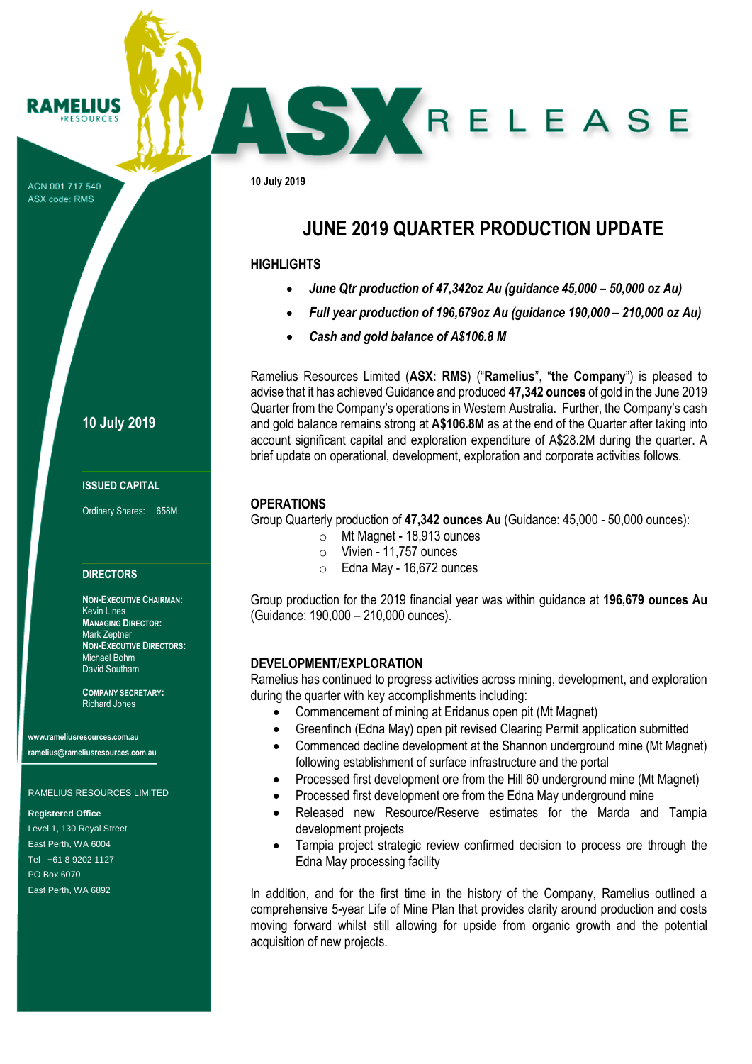RAMELIUS RESOURCES

ACN 001 717 540
ASX code: RMS

# ASX RELEASE

10 July 2019

## JUNE 2019 QUARTER PRODUCTION UPDATE

### HIGHLIGHTS

- *June Qtr production of 47,342oz Au (guidance 45,000 – 50,000 oz Au)*
- *Full year production of 196,679oz Au (guidance 190,000 – 210,000 oz Au)*
- *Cash and gold balance of A$106.8 M*

Ramelius Resources Limited (**ASX: RMS**) ("**Ramelius**", "**the Company**") is pleased to advise that it has achieved Guidance and produced **47,342 ounces** of gold in the June 2019 Quarter from the Company's operations in Western Australia. Further, the Company's cash and gold balance remains strong at **A$106.8M** as at the end of the Quarter after taking into account significant capital and exploration expenditure of A$28.2M during the quarter. A brief update on operational, development, exploration and corporate activities follows.

### OPERATIONS

Group Quarterly production of **47,342 ounces Au** (Guidance: 45,000 - 50,000 ounces):

- Mt Magnet - 18,913 ounces
- Vivien - 11,757 ounces
- Edna May - 16,672 ounces

Group production for the 2019 financial year was within guidance at **196,679 ounces Au** (Guidance: 190,000 – 210,000 ounces).

### DEVELOPMENT/EXPLORATION

Ramelius has continued to progress activities across mining, development, and exploration during the quarter with key accomplishments including:

- Commencement of mining at Eridanus open pit (Mt Magnet)
- Greenfinch (Edna May) open pit revised Clearing Permit application submitted
- Commenced decline development at the Shannon underground mine (Mt Magnet) following establishment of surface infrastructure and the portal
- Processed first development ore from the Hill 60 underground mine (Mt Magnet)
- Processed first development ore from the Edna May underground mine
- Released new Resource/Reserve estimates for the Marda and Tampia development projects
- Tampia project strategic review confirmed decision to process ore through the Edna May processing facility

In addition, and for the first time in the history of the Company, Ramelius outlined a comprehensive 5-year Life of Mine Plan that provides clarity around production and costs moving forward whilst still allowing for upside from organic growth and the potential acquisition of new projects.

10 July 2019

**ISSUED CAPITAL**

Ordinary Shares: 658M

**DIRECTORS**

**NON-EXECUTIVE CHAIRMAN:**
Kevin Lines
**MANAGING DIRECTOR:**
Mark Zeptner
**NON-EXECUTIVE DIRECTORS:**
Michael Bohm
David Southam

**COMPANY SECRETARY:**
Richard Jones

www.rameliusresources.com.au
ramelius@rameliusresources.com.au

RAMELIUS RESOURCES LIMITED

**Registered Office**
Level 1, 130 Royal Street
East Perth, WA 6004
Tel +61 8 9202 1127
PO Box 6070
East Perth, WA 6892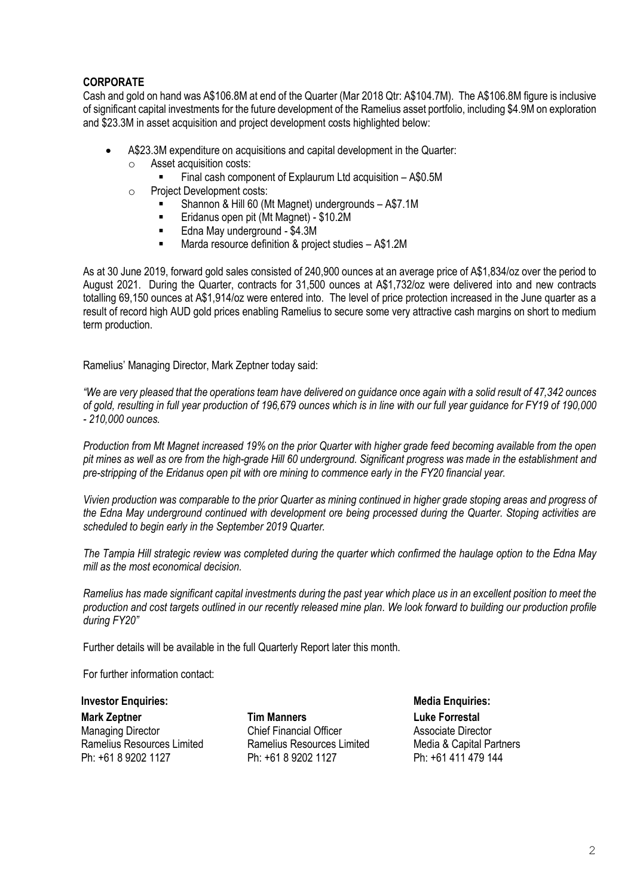## CORPORATE

Cash and gold on hand was A$106.8M at end of the Quarter (Mar 2018 Qtr: A$104.7M). The A$106.8M figure is inclusive of significant capital investments for the future development of the Ramelius asset portfolio, including $4.9M on exploration and $23.3M in asset acquisition and project development costs highlighted below:

- A$23.3M expenditure on acquisitions and capital development in the Quarter:
  - Asset acquisition costs:
    - Final cash component of Explaurum Ltd acquisition – A$0.5M
  - Project Development costs:
    - Shannon & Hill 60 (Mt Magnet) undergrounds – A$7.1M
    - Eridanus open pit (Mt Magnet) - $10.2M
    - Edna May underground - $4.3M
    - Marda resource definition & project studies – A$1.2M

As at 30 June 2019, forward gold sales consisted of 240,900 ounces at an average price of A$1,834/oz over the period to August 2021. During the Quarter, contracts for 31,500 ounces at A$1,732/oz were delivered into and new contracts totalling 69,150 ounces at A$1,914/oz were entered into. The level of price protection increased in the June quarter as a result of record high AUD gold prices enabling Ramelius to secure some very attractive cash margins on short to medium term production.

Ramelius' Managing Director, Mark Zeptner today said:

*"We are very pleased that the operations team have delivered on guidance once again with a solid result of 47,342 ounces of gold, resulting in full year production of 196,679 ounces which is in line with our full year guidance for FY19 of 190,000 - 210,000 ounces.*

*Production from Mt Magnet increased 19% on the prior Quarter with higher grade feed becoming available from the open pit mines as well as ore from the high-grade Hill 60 underground. Significant progress was made in the establishment and pre-stripping of the Eridanus open pit with ore mining to commence early in the FY20 financial year.*

*Vivien production was comparable to the prior Quarter as mining continued in higher grade stoping areas and progress of the Edna May underground continued with development ore being processed during the Quarter. Stoping activities are scheduled to begin early in the September 2019 Quarter.*

*The Tampia Hill strategic review was completed during the quarter which confirmed the haulage option to the Edna May mill as the most economical decision.*

*Ramelius has made significant capital investments during the past year which place us in an excellent position to meet the production and cost targets outlined in our recently released mine plan. We look forward to building our production profile during FY20"*

Further details will be available in the full Quarterly Report later this month.

For further information contact:

**Investor Enquiries:**

**Mark Zeptner**
Managing Director
Ramelius Resources Limited
Ph: +61 8 9202 1127

**Tim Manners**
Chief Financial Officer
Ramelius Resources Limited
Ph: +61 8 9202 1127

**Media Enquiries:**

**Luke Forrestal**
Associate Director
Media & Capital Partners
Ph: +61 411 479 144